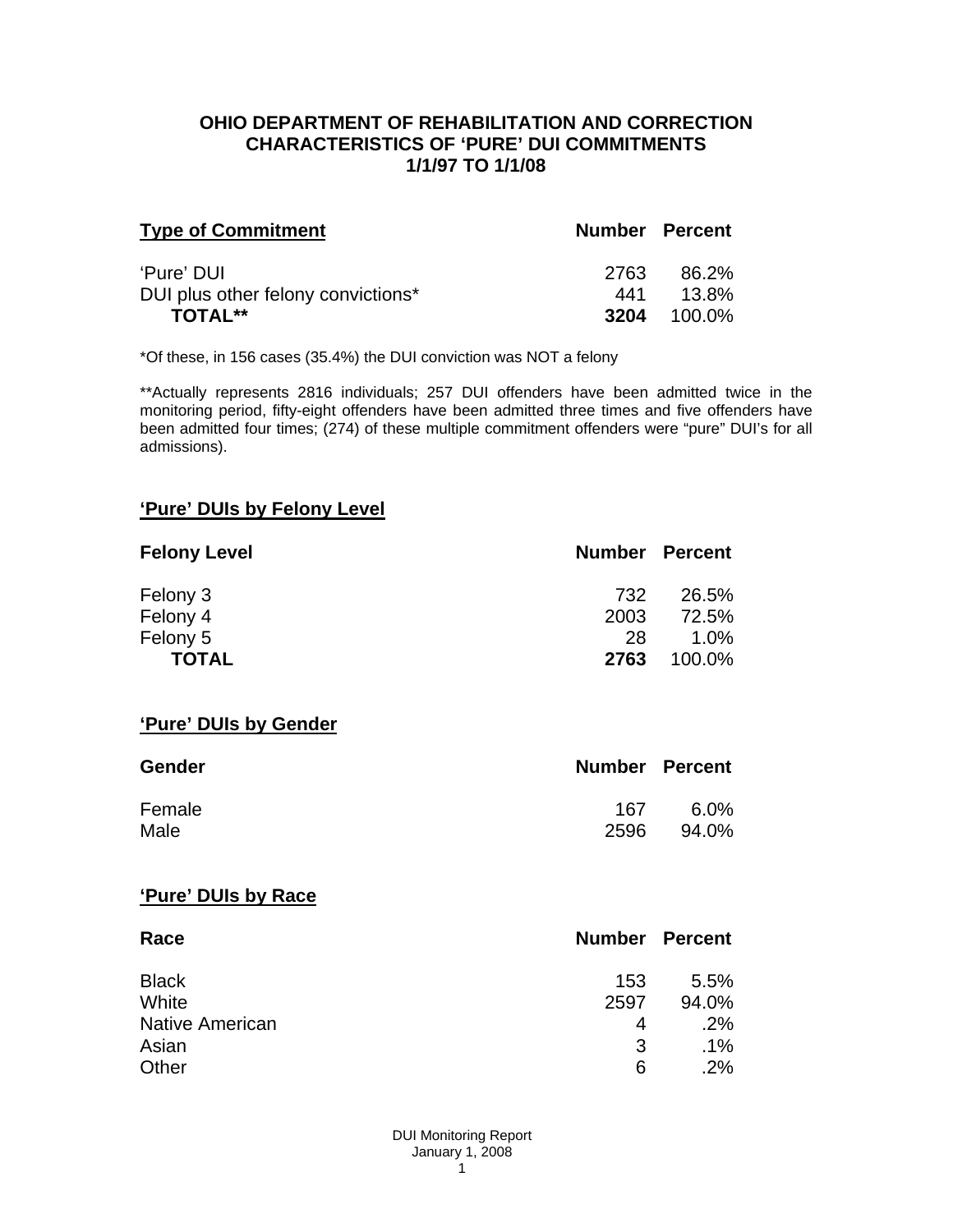# OHIO DEPARTMENT OF REHABILITATION AND CORRECTION
## CHARACTERISTICS OF 'PURE' DUI COMMITMENTS
## 1/1/97 TO 1/1/08

| Type of Commitment | Number | Percent |
|---|---|---|
| 'Pure' DUI | 2763 | 86.2% |
| DUI plus other felony convictions* | 441 | 13.8% |
| **TOTAL**** | **3204** | 100.0% |

*Of these, in 156 cases (35.4%) the DUI conviction was NOT a felony

**Actually represents 2816 individuals; 257 DUI offenders have been admitted twice in the monitoring period, fifty-eight offenders have been admitted three times and five offenders have been admitted four times; (274) of these multiple commitment offenders were "pure" DUI's for all admissions).

### 'Pure' DUIs by Felony Level

| Felony Level | Number | Percent |
|---|---|---|
| Felony 3 | 732 | 26.5% |
| Felony 4 | 2003 | 72.5% |
| Felony 5 | 28 | 1.0% |
| **TOTAL** | **2763** | 100.0% |

### 'Pure' DUIs by Gender

| Gender | Number | Percent |
|---|---|---|
| Female | 167 | 6.0% |
| Male | 2596 | 94.0% |

### 'Pure' DUIs by Race

| Race | Number | Percent |
|---|---|---|
| Black | 153 | 5.5% |
| White | 2597 | 94.0% |
| Native American | 4 | .2% |
| Asian | 3 | .1% |
| Other | 6 | .2% |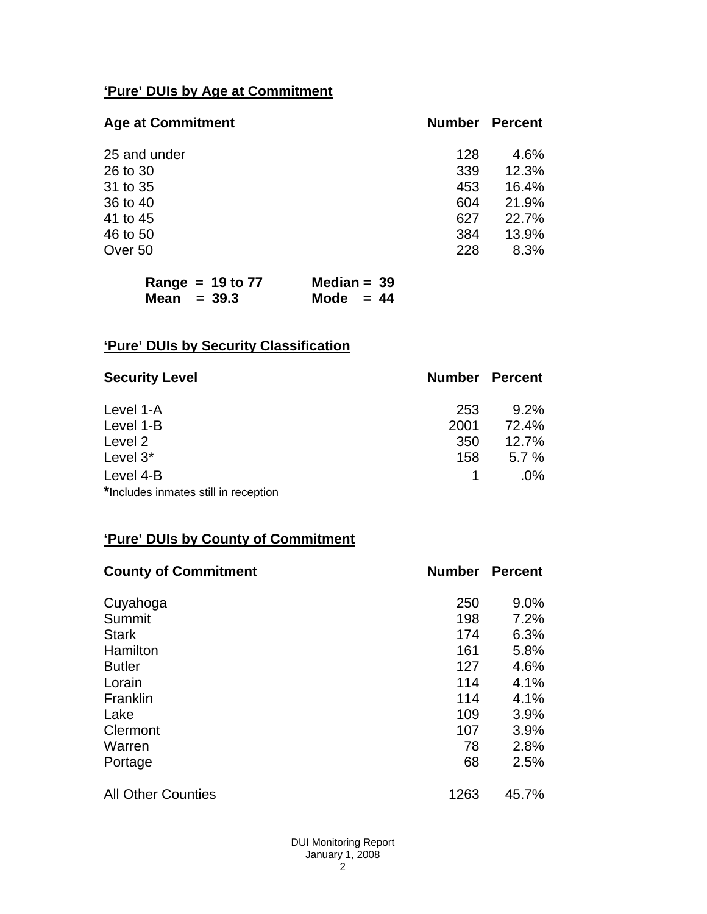## 'Pure' DUIs by Age at Commitment

| Age at Commitment | Number | Percent |
|---|---|---|
| 25 and under | 128 | 4.6% |
| 26 to 30 | 339 | 12.3% |
| 31 to 35 | 453 | 16.4% |
| 36 to 40 | 604 | 21.9% |
| 41 to 45 | 627 | 22.7% |
| 46 to 50 | 384 | 13.9% |
| Over 50 | 228 | 8.3% |

**Range = 19 to 77** **Median = 39**
**Mean = 39.3** **Mode = 44**

## 'Pure' DUIs by Security Classification

| Security Level | Number | Percent |
|---|---|---|
| Level 1-A | 253 | 9.2% |
| Level 1-B | 2001 | 72.4% |
| Level 2 | 350 | 12.7% |
| Level 3* | 158 | 5.7 % |
| Level 4-B | 1 | .0% |

***Includes inmates still in reception**

## 'Pure' DUIs by County of Commitment

| County of Commitment | Number | Percent |
|---|---|---|
| Cuyahoga | 250 | 9.0% |
| Summit | 198 | 7.2% |
| Stark | 174 | 6.3% |
| Hamilton | 161 | 5.8% |
| Butler | 127 | 4.6% |
| Lorain | 114 | 4.1% |
| Franklin | 114 | 4.1% |
| Lake | 109 | 3.9% |
| Clermont | 107 | 3.9% |
| Warren | 78 | 2.8% |
| Portage | 68 | 2.5% |
| All Other Counties | 1263 | 45.7% |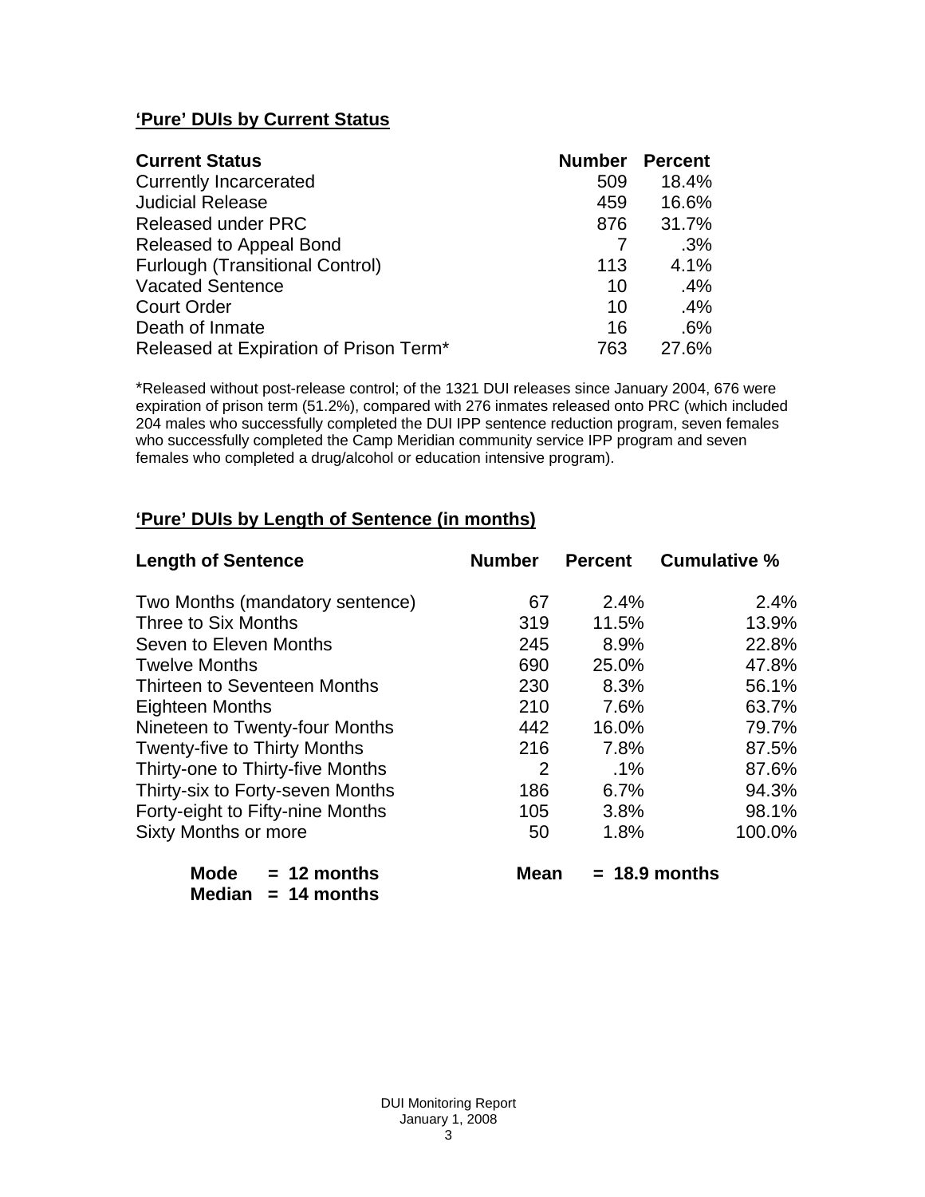## **'Pure' DUIs by Current Status**

| Current Status | Number | Percent |
|---|---|---|
| Currently Incarcerated | 509 | 18.4% |
| Judicial Release | 459 | 16.6% |
| Released under PRC | 876 | 31.7% |
| Released to Appeal Bond | 7 | .3% |
| Furlough (Transitional Control) | 113 | 4.1% |
| Vacated Sentence | 10 | .4% |
| Court Order | 10 | .4% |
| Death of Inmate | 16 | .6% |
| Released at Expiration of Prison Term* | 763 | 27.6% |

*Released without post-release control; of the 1321 DUI releases since January 2004, 676 were expiration of prison term (51.2%), compared with 276 inmates released onto PRC (which included 204 males who successfully completed the DUI IPP sentence reduction program, seven females who successfully completed the Camp Meridian community service IPP program and seven females who completed a drug/alcohol or education intensive program).

## **'Pure' DUIs by Length of Sentence (in months)**

| Length of Sentence | Number | Percent | Cumulative % |
|---|---|---|---|
| Two Months (mandatory sentence) | 67 | 2.4% | 2.4% |
| Three to Six Months | 319 | 11.5% | 13.9% |
| Seven to Eleven Months | 245 | 8.9% | 22.8% |
| Twelve Months | 690 | 25.0% | 47.8% |
| Thirteen to Seventeen Months | 230 | 8.3% | 56.1% |
| Eighteen Months | 210 | 7.6% | 63.7% |
| Nineteen to Twenty-four Months | 442 | 16.0% | 79.7% |
| Twenty-five to Thirty Months | 216 | 7.8% | 87.5% |
| Thirty-one to Thirty-five Months | 2 | .1% | 87.6% |
| Thirty-six to Forty-seven Months | 186 | 6.7% | 94.3% |
| Forty-eight to Fifty-nine Months | 105 | 3.8% | 98.1% |
| Sixty Months or more | 50 | 1.8% | 100.0% |

**Mode = 12 months** **Mean = 18.9 months**
**Median = 14 months**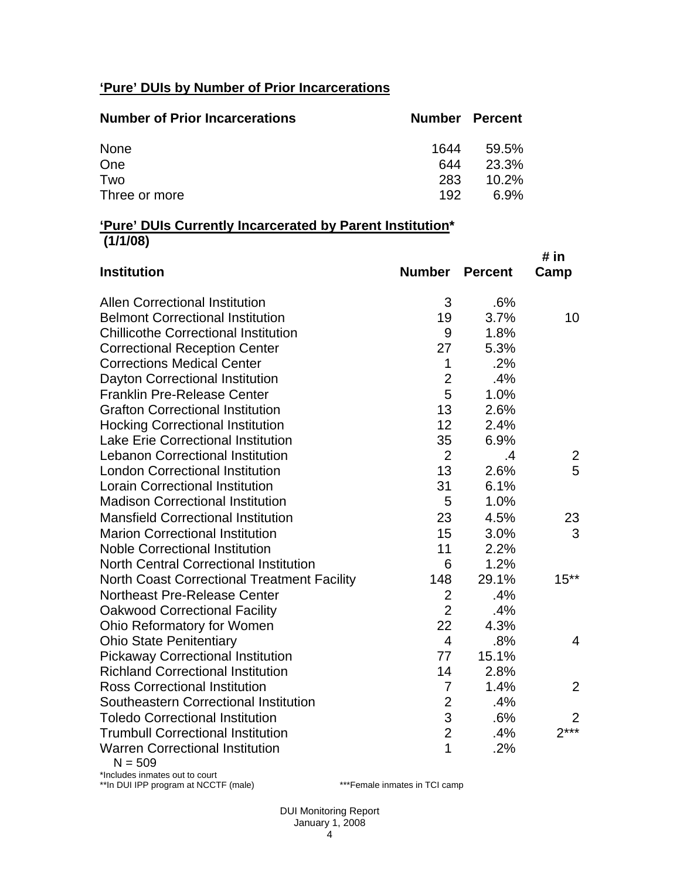## 'Pure' DUIs by Number of Prior Incarcerations

| Number of Prior Incarcerations | Number | Percent |
|---|---|---|
| None | 1644 | 59.5% |
| One | 644 | 23.3% |
| Two | 283 | 10.2% |
| Three or more | 192 | 6.9% |

## 'Pure' DUIs Currently Incarcerated by Parent Institution* (1/1/08)

| Institution | Number | Percent | # in Camp |
|---|---|---|---|
| Allen Correctional Institution | 3 | .6% | |
| Belmont Correctional Institution | 19 | 3.7% | 10 |
| Chillicothe Correctional Institution | 9 | 1.8% | |
| Correctional Reception Center | 27 | 5.3% | |
| Corrections Medical Center | 1 | .2% | |
| Dayton Correctional Institution | 2 | .4% | |
| Franklin Pre-Release Center | 5 | 1.0% | |
| Grafton Correctional Institution | 13 | 2.6% | |
| Hocking Correctional Institution | 12 | 2.4% | |
| Lake Erie Correctional Institution | 35 | 6.9% | |
| Lebanon Correctional Institution | 2 | .4 | 2 |
| London Correctional Institution | 13 | 2.6% | 5 |
| Lorain Correctional Institution | 31 | 6.1% | |
| Madison Correctional Institution | 5 | 1.0% | |
| Mansfield Correctional Institution | 23 | 4.5% | 23 |
| Marion Correctional Institution | 15 | 3.0% | 3 |
| Noble Correctional Institution | 11 | 2.2% | |
| North Central Correctional Institution | 6 | 1.2% | |
| North Coast Correctional Treatment Facility | 148 | 29.1% | 15** |
| Northeast Pre-Release Center | 2 | .4% | |
| Oakwood Correctional Facility | 2 | .4% | |
| Ohio Reformatory for Women | 22 | 4.3% | |
| Ohio State Penitentiary | 4 | .8% | 4 |
| Pickaway Correctional Institution | 77 | 15.1% | |
| Richland Correctional Institution | 14 | 2.8% | |
| Ross Correctional Institution | 7 | 1.4% | 2 |
| Southeastern Correctional Institution | 2 | .4% | |
| Toledo Correctional Institution | 3 | .6% | 2 |
| Trumbull Correctional Institution | 2 | .4% | 2*** |
| Warren Correctional Institution | 1 | .2% | |

N = 509

*Includes inmates out to court
**In DUI IPP program at NCCTF (male)
***Female inmates in TCI camp

DUI Monitoring Report
January 1, 2008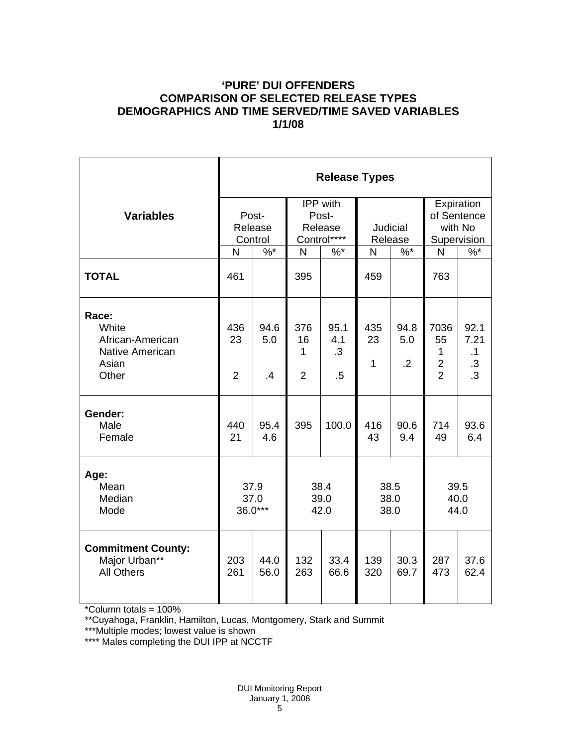**'PURE' DUI OFFENDERS**
**COMPARISON OF SELECTED RELEASE TYPES**
**DEMOGRAPHICS AND TIME SERVED/TIME SAVED VARIABLES**
**1/1/08**

| Variables | Release Types | | | | | | | |
|---|---|---|---|---|---|---|---|---|
| | Post-Release Control | | IPP with Post-Release Control**** | | Judicial Release | | Expiration of Sentence with No Supervision | |
| | N | %* | N | %* | N | %* | N | %* |
| **TOTAL** | 461 | | 395 | | 459 | | 763 | |
| **Race:** | | | | | | | | |
| White | 436 | 94.6 | 376 | 95.1 | 435 | 94.8 | 7036 | 92.1 |
| African-American | 23 | 5.0 | 16 | 4.1 | 23 | 5.0 | 55 | 7.21 |
| Native American | | | 1 | .3 | 1 | .2 | 1 | .1 |
| Asian | | | | | | | 2 | .3 |
| Other | 2 | .4 | 2 | .5 | | | 2 | .3 |
| **Gender:** | | | | | | | | |
| Male | 440 | 95.4 | 395 | 100.0 | 416 | 90.6 | 714 | 93.6 |
| Female | 21 | 4.6 | | | 43 | 9.4 | 49 | 6.4 |
| **Age:** | | | | | | | | |
| Mean | 37.9 | | 38.4 | | 38.5 | | 39.5 | |
| Median | 37.0 | | 39.0 | | 38.0 | | 40.0 | |
| Mode | 36.0*** | | 42.0 | | 38.0 | | 44.0 | |
| **Commitment County:** | | | | | | | | |
| Major Urban** | 203 | 44.0 | 132 | 33.4 | 139 | 30.3 | 287 | 37.6 |
| All Others | 261 | 56.0 | 263 | 66.6 | 320 | 69.7 | 473 | 62.4 |

*Column totals = 100%

**Cuyahoga, Franklin, Hamilton, Lucas, Montgomery, Stark and Summit

***Multiple modes; lowest value is shown

**** Males completing the DUI IPP at NCCTF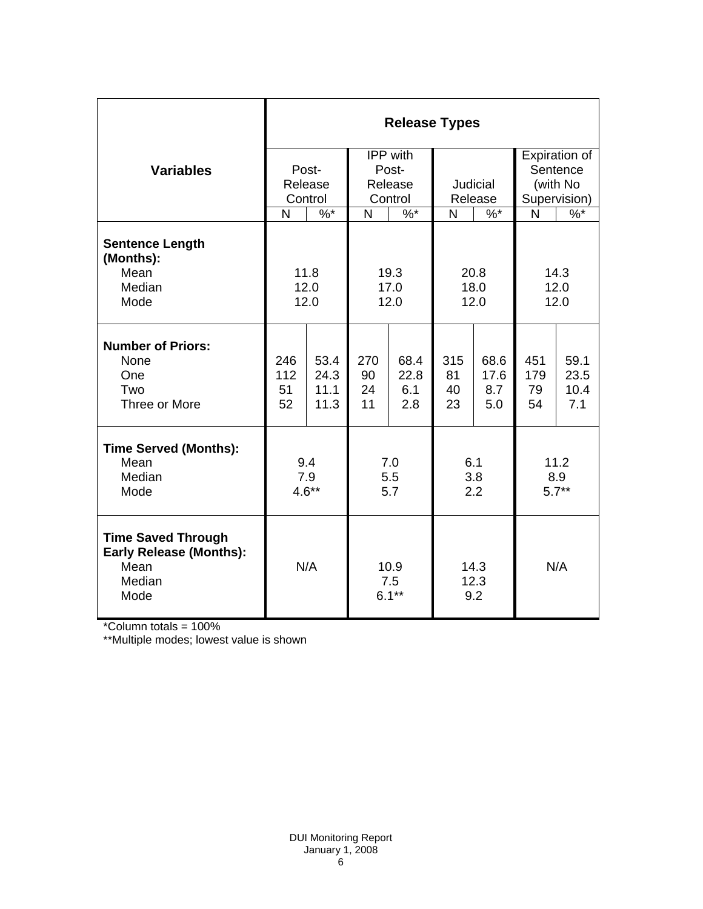| Variables | Release Types | | | | | | | |
|---|---|---|---|---|---|---|---|---|
| | Post-Release Control | | IPP with Post-Release Control | | Judicial Release | | Expiration of Sentence (with No Supervision) | |
| | N | %* | N | %* | N | %* | N | %* |
| **Sentence Length (Months):** | | | | | | | | |
| Mean | 11.8 | | 19.3 | | 20.8 | | 14.3 | |
| Median | 12.0 | | 17.0 | | 18.0 | | 12.0 | |
| Mode | 12.0 | | 12.0 | | 12.0 | | 12.0 | |
| **Number of Priors:** | | | | | | | | |
| None | 246 | 53.4 | 270 | 68.4 | 315 | 68.6 | 451 | 59.1 |
| One | 112 | 24.3 | 90 | 22.8 | 81 | 17.6 | 179 | 23.5 |
| Two | 51 | 11.1 | 24 | 6.1 | 40 | 8.7 | 79 | 10.4 |
| Three or More | 52 | 11.3 | 11 | 2.8 | 23 | 5.0 | 54 | 7.1 |
| **Time Served (Months):** | | | | | | | | |
| Mean | 9.4 | | 7.0 | | 6.1 | | 11.2 | |
| Median | 7.9 | | 5.5 | | 3.8 | | 8.9 | |
| Mode | 4.6** | | 5.7 | | 2.2 | | 5.7** | |
| **Time Saved Through Early Release (Months):** | | | | | | | | |
| Mean | N/A | | 10.9 | | 14.3 | | N/A | |
| Median | | | 7.5 | | 12.3 | | | |
| Mode | | | 6.1** | | 9.2 | | | |

*Column totals = 100%

**Multiple modes; lowest value is shown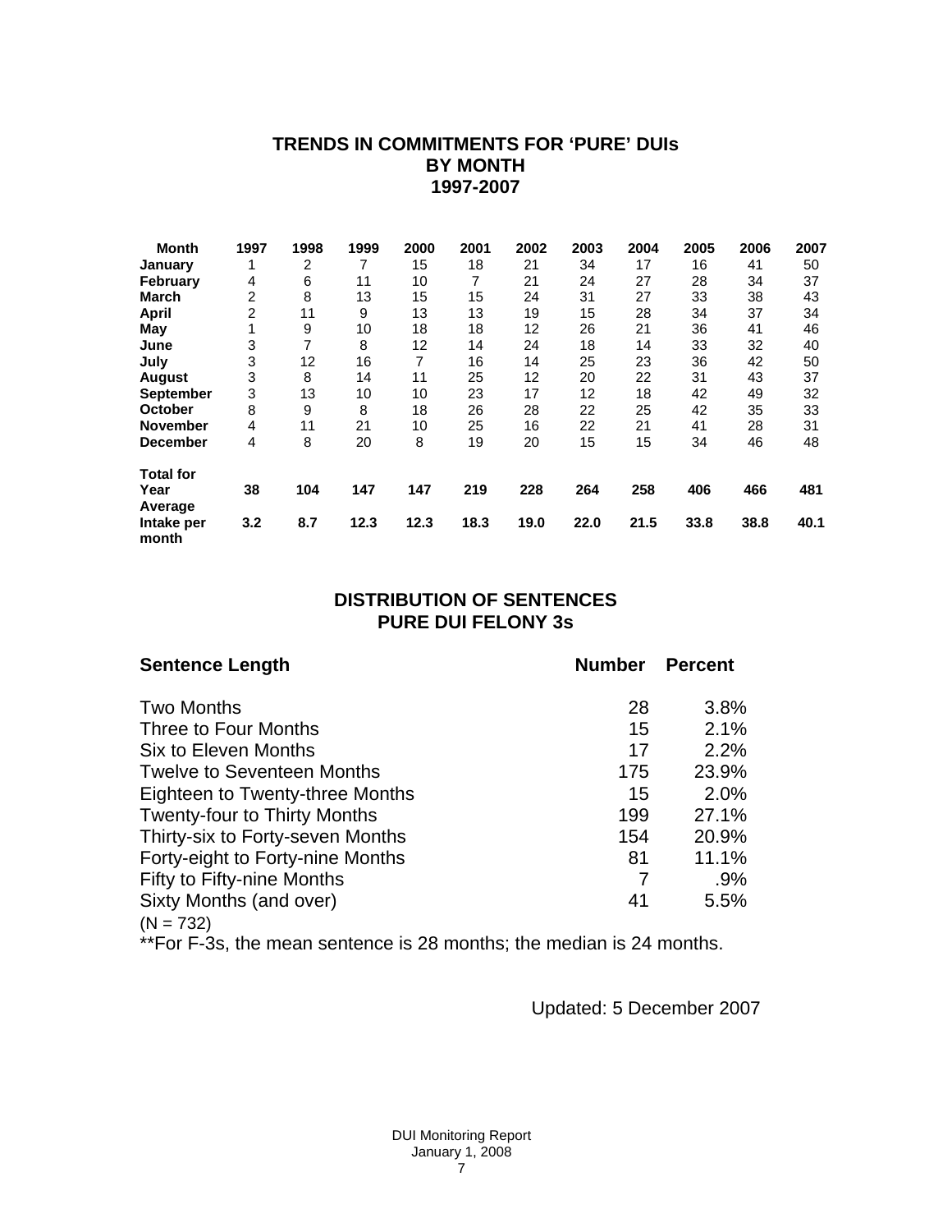## TRENDS IN COMMITMENTS FOR 'PURE' DUIs BY MONTH 1997-2007

| Month | 1997 | 1998 | 1999 | 2000 | 2001 | 2002 | 2003 | 2004 | 2005 | 2006 | 2007 |
|---|---|---|---|---|---|---|---|---|---|---|---|
| **January** | 1 | 2 | 7 | 15 | 18 | 21 | 34 | 17 | 16 | 41 | 50 |
| **February** | 4 | 6 | 11 | 10 | 7 | 21 | 24 | 27 | 28 | 34 | 37 |
| **March** | 2 | 8 | 13 | 15 | 15 | 24 | 31 | 27 | 33 | 38 | 43 |
| **April** | 2 | 11 | 9 | 13 | 13 | 19 | 15 | 28 | 34 | 37 | 34 |
| **May** | 1 | 9 | 10 | 18 | 18 | 12 | 26 | 21 | 36 | 41 | 46 |
| **June** | 3 | 7 | 8 | 12 | 14 | 24 | 18 | 14 | 33 | 32 | 40 |
| **July** | 3 | 12 | 16 | 7 | 16 | 14 | 25 | 23 | 36 | 42 | 50 |
| **August** | 3 | 8 | 14 | 11 | 25 | 12 | 20 | 22 | 31 | 43 | 37 |
| **September** | 3 | 13 | 10 | 10 | 23 | 17 | 12 | 18 | 42 | 49 | 32 |
| **October** | 8 | 9 | 8 | 18 | 26 | 28 | 22 | 25 | 42 | 35 | 33 |
| **November** | 4 | 11 | 21 | 10 | 25 | 16 | 22 | 21 | 41 | 28 | 31 |
| **December** | 4 | 8 | 20 | 8 | 19 | 20 | 15 | 15 | 34 | 46 | 48 |
| **Total for Year** | **38** | **104** | **147** | **147** | **219** | **228** | **264** | **258** | **406** | **466** | **481** |
| **Average Intake per month** | **3.2** | **8.7** | **12.3** | **12.3** | **18.3** | **19.0** | **22.0** | **21.5** | **33.8** | **38.8** | **40.1** |

## DISTRIBUTION OF SENTENCES PURE DUI FELONY 3s

| Sentence Length | Number | Percent |
|---|---|---|
| Two Months | 28 | 3.8% |
| Three to Four Months | 15 | 2.1% |
| Six to Eleven Months | 17 | 2.2% |
| Twelve to Seventeen Months | 175 | 23.9% |
| Eighteen to Twenty-three Months | 15 | 2.0% |
| Twenty-four to Thirty Months | 199 | 27.1% |
| Thirty-six to Forty-seven Months | 154 | 20.9% |
| Forty-eight to Forty-nine Months | 81 | 11.1% |
| Fifty to Fifty-nine Months | 7 | .9% |
| Sixty Months (and over) | 41 | 5.5% |

(N = 732)

**For F-3s, the mean sentence is 28 months; the median is 24 months.

Updated: 5 December 2007